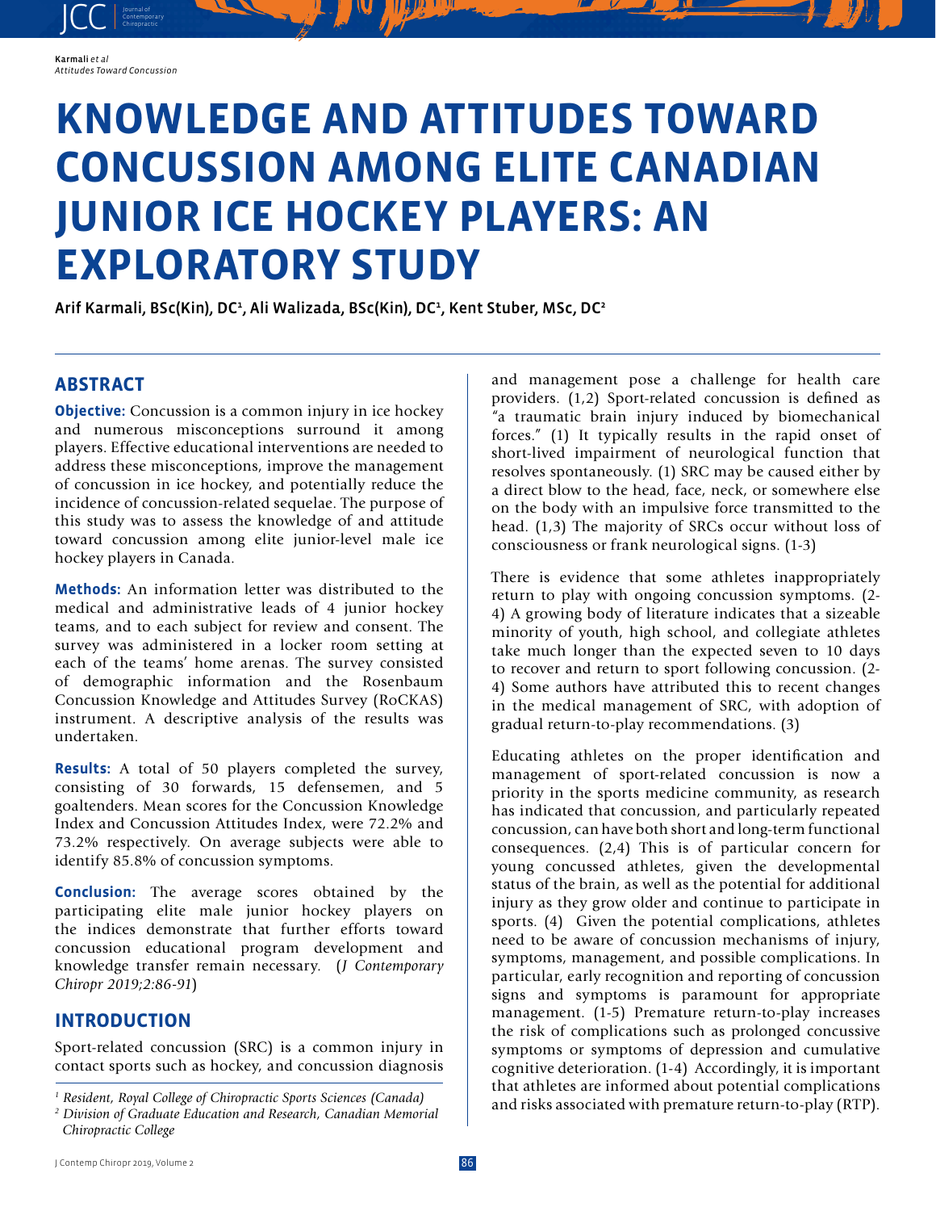# KNOWLEDGE AND ATTITUDES TOWARD CONCUSSION AMONG ELITE CANADIAN JUNIOR ICE HOCKEY PLAYERS: AN EXPLORATORY STUDY

Arif Karmali, BSc(Kin), DC[1], Ali Walizada, BSc(Kin), DC[1], Kent Stuber, MSc, DC[2]

## ABSTRACT

**Objective:** Concussion is a common injury in ice hockey and numerous misconceptions surround it among players. Effective educational interventions are needed to address these misconceptions, improve the management of concussion in ice hockey, and potentially reduce the incidence of concussion-related sequelae. The purpose of this study was to assess the knowledge of and attitude toward concussion among elite junior-level male ice hockey players in Canada.

**Methods:** An information letter was distributed to the medical and administrative leads of 4 junior hockey teams, and to each subject for review and consent. The survey was administered in a locker room setting at each of the teams' home arenas. The survey consisted of demographic information and the Rosenbaum Concussion Knowledge and Attitudes Survey (RoCKAS) instrument. A descriptive analysis of the results was undertaken.

**Results:** A total of 50 players completed the survey, consisting of 30 forwards, 15 defensemen, and 5 goaltenders. Mean scores for the Concussion Knowledge Index and Concussion Attitudes Index, were 72.2% and 73.2% respectively. On average subjects were able to identify 85.8% of concussion symptoms.

**Conclusion:** The average scores obtained by the participating elite male junior hockey players on the indices demonstrate that further efforts toward concussion educational program development and knowledge transfer remain necessary. (*J Contemporary Chiropr 2019;2:86-91*)

## INTRODUCTION

Sport-related concussion (SRC) is a common injury in contact sports such as hockey, and concussion diagnosis and management pose a challenge for health care providers. (1,2) Sport-related concussion is defined as "a traumatic brain injury induced by biomechanical forces." (1) It typically results in the rapid onset of short-lived impairment of neurological function that resolves spontaneously. (1) SRC may be caused either by a direct blow to the head, face, neck, or somewhere else on the body with an impulsive force transmitted to the head. (1,3) The majority of SRCs occur without loss of consciousness or frank neurological signs. (1-3)

There is evidence that some athletes inappropriately return to play with ongoing concussion symptoms. (2-4) A growing body of literature indicates that a sizeable minority of youth, high school, and collegiate athletes take much longer than the expected seven to 10 days to recover and return to sport following concussion. (2-4) Some authors have attributed this to recent changes in the medical management of SRC, with adoption of gradual return-to-play recommendations. (3)

Educating athletes on the proper identification and management of sport-related concussion is now a priority in the sports medicine community, as research has indicated that concussion, and particularly repeated concussion, can have both short and long-term functional consequences. (2,4) This is of particular concern for young concussed athletes, given the developmental status of the brain, as well as the potential for additional injury as they grow older and continue to participate in sports. (4) Given the potential complications, athletes need to be aware of concussion mechanisms of injury, symptoms, management, and possible complications. In particular, early recognition and reporting of concussion signs and symptoms is paramount for appropriate management. (1-5) Premature return-to-play increases the risk of complications such as prolonged concussive symptoms or symptoms of depression and cumulative cognitive deterioration. (1-4) Accordingly, it is important that athletes are informed about potential complications and risks associated with premature return-to-play (RTP).

[1] Resident, Royal College of Chiropractic Sports Sciences (Canada)
[2] Division of Graduate Education and Research, Canadian Memorial Chiropractic College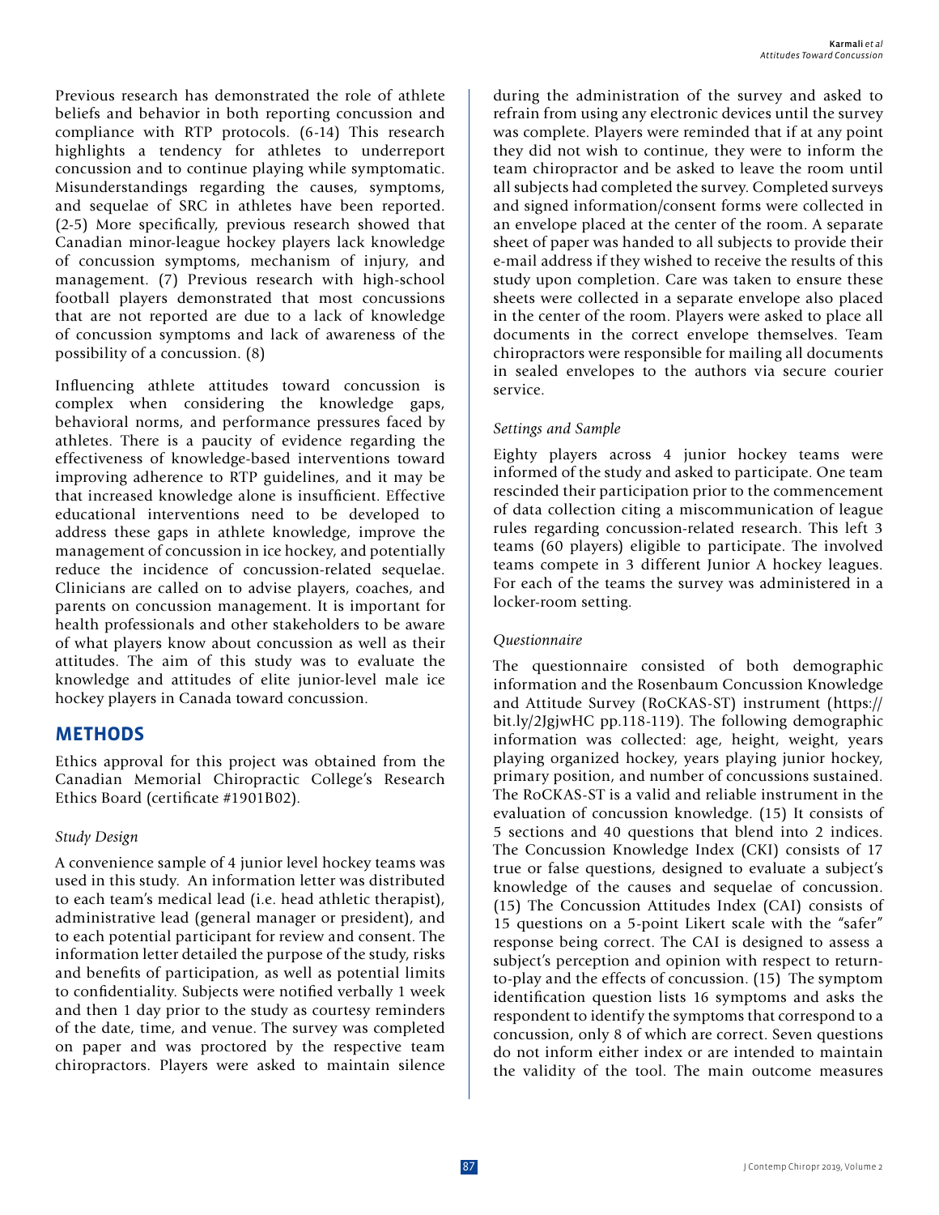Previous research has demonstrated the role of athlete beliefs and behavior in both reporting concussion and compliance with RTP protocols. (6-14) This research highlights a tendency for athletes to underreport concussion and to continue playing while symptomatic. Misunderstandings regarding the causes, symptoms, and sequelae of SRC in athletes have been reported. (2-5) More specifically, previous research showed that Canadian minor-league hockey players lack knowledge of concussion symptoms, mechanism of injury, and management. (7) Previous research with high-school football players demonstrated that most concussions that are not reported are due to a lack of knowledge of concussion symptoms and lack of awareness of the possibility of a concussion. (8)

Influencing athlete attitudes toward concussion is complex when considering the knowledge gaps, behavioral norms, and performance pressures faced by athletes. There is a paucity of evidence regarding the effectiveness of knowledge-based interventions toward improving adherence to RTP guidelines, and it may be that increased knowledge alone is insufficient. Effective educational interventions need to be developed to address these gaps in athlete knowledge, improve the management of concussion in ice hockey, and potentially reduce the incidence of concussion-related sequelae. Clinicians are called on to advise players, coaches, and parents on concussion management. It is important for health professionals and other stakeholders to be aware of what players know about concussion as well as their attitudes. The aim of this study was to evaluate the knowledge and attitudes of elite junior-level male ice hockey players in Canada toward concussion.

## METHODS

Ethics approval for this project was obtained from the Canadian Memorial Chiropractic College's Research Ethics Board (certificate #1901B02).

### *Study Design*

A convenience sample of 4 junior level hockey teams was used in this study. An information letter was distributed to each team's medical lead (i.e. head athletic therapist), administrative lead (general manager or president), and to each potential participant for review and consent. The information letter detailed the purpose of the study, risks and benefits of participation, as well as potential limits to confidentiality. Subjects were notified verbally 1 week and then 1 day prior to the study as courtesy reminders of the date, time, and venue. The survey was completed on paper and was proctored by the respective team chiropractors. Players were asked to maintain silence during the administration of the survey and asked to refrain from using any electronic devices until the survey was complete. Players were reminded that if at any point they did not wish to continue, they were to inform the team chiropractor and be asked to leave the room until all subjects had completed the survey. Completed surveys and signed information/consent forms were collected in an envelope placed at the center of the room. A separate sheet of paper was handed to all subjects to provide their e-mail address if they wished to receive the results of this study upon completion. Care was taken to ensure these sheets were collected in a separate envelope also placed in the center of the room. Players were asked to place all documents in the correct envelope themselves. Team chiropractors were responsible for mailing all documents in sealed envelopes to the authors via secure courier service.

### *Settings and Sample*

Eighty players across 4 junior hockey teams were informed of the study and asked to participate. One team rescinded their participation prior to the commencement of data collection citing a miscommunication of league rules regarding concussion-related research. This left 3 teams (60 players) eligible to participate. The involved teams compete in 3 different Junior A hockey leagues. For each of the teams the survey was administered in a locker-room setting.

### *Questionnaire*

The questionnaire consisted of both demographic information and the Rosenbaum Concussion Knowledge and Attitude Survey (RoCKAS-ST) instrument (https://bit.ly/2JgjwHC pp.118-119). The following demographic information was collected: age, height, weight, years playing organized hockey, years playing junior hockey, primary position, and number of concussions sustained. The RoCKAS-ST is a valid and reliable instrument in the evaluation of concussion knowledge. (15) It consists of 5 sections and 40 questions that blend into 2 indices. The Concussion Knowledge Index (CKI) consists of 17 true or false questions, designed to evaluate a subject's knowledge of the causes and sequelae of concussion. (15) The Concussion Attitudes Index (CAI) consists of 15 questions on a 5-point Likert scale with the "safer" response being correct. The CAI is designed to assess a subject's perception and opinion with respect to return-to-play and the effects of concussion. (15) The symptom identification question lists 16 symptoms and asks the respondent to identify the symptoms that correspond to a concussion, only 8 of which are correct. Seven questions do not inform either index or are intended to maintain the validity of the tool. The main outcome measures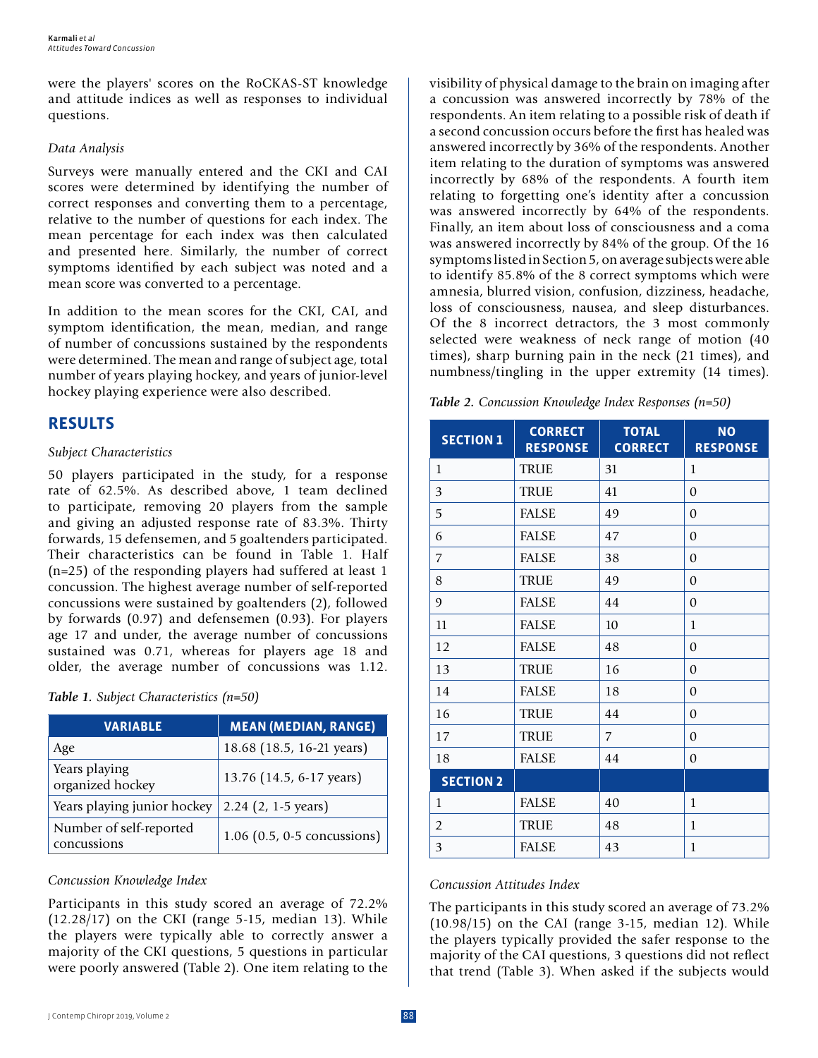were the players' scores on the RoCKAS-ST knowledge and attitude indices as well as responses to individual questions.

### *Data Analysis*

Surveys were manually entered and the CKI and CAI scores were determined by identifying the number of correct responses and converting them to a percentage, relative to the number of questions for each index. The mean percentage for each index was then calculated and presented here. Similarly, the number of correct symptoms identified by each subject was noted and a mean score was converted to a percentage.

In addition to the mean scores for the CKI, CAI, and symptom identification, the mean, median, and range of number of concussions sustained by the respondents were determined. The mean and range of subject age, total number of years playing hockey, and years of junior-level hockey playing experience were also described.

## RESULTS

### *Subject Characteristics*

50 players participated in the study, for a response rate of 62.5%. As described above, 1 team declined to participate, removing 20 players from the sample and giving an adjusted response rate of 83.3%. Thirty forwards, 15 defensemen, and 5 goaltenders participated. Their characteristics can be found in Table 1. Half (n=25) of the responding players had suffered at least 1 concussion. The highest average number of self-reported concussions were sustained by goaltenders (2), followed by forwards (0.97) and defensemen (0.93). For players age 17 and under, the average number of concussions sustained was 0.71, whereas for players age 18 and older, the average number of concussions was 1.12.

***Table 1.*** *Subject Characteristics (n=50)*

| VARIABLE | MEAN (MEDIAN, RANGE) |
|---|---|
| Age | 18.68 (18.5, 16-21 years) |
| Years playing organized hockey | 13.76 (14.5, 6-17 years) |
| Years playing junior hockey | 2.24 (2, 1-5 years) |
| Number of self-reported concussions | 1.06 (0.5, 0-5 concussions) |

### *Concussion Knowledge Index*

Participants in this study scored an average of 72.2% (12.28/17) on the CKI (range 5-15, median 13). While the players were typically able to correctly answer a majority of the CKI questions, 5 questions in particular were poorly answered (Table 2). One item relating to the visibility of physical damage to the brain on imaging after a concussion was answered incorrectly by 78% of the respondents. An item relating to a possible risk of death if a second concussion occurs before the first has healed was answered incorrectly by 36% of the respondents. Another item relating to the duration of symptoms was answered incorrectly by 68% of the respondents. A fourth item relating to forgetting one's identity after a concussion was answered incorrectly by 64% of the respondents. Finally, an item about loss of consciousness and a coma was answered incorrectly by 84% of the group. Of the 16 symptoms listed in Section 5, on average subjects were able to identify 85.8% of the 8 correct symptoms which were amnesia, blurred vision, confusion, dizziness, headache, loss of consciousness, nausea, and sleep disturbances. Of the 8 incorrect detractors, the 3 most commonly selected were weakness of neck range of motion (40 times), sharp burning pain in the neck (21 times), and numbness/tingling in the upper extremity (14 times).

***Table 2.*** *Concussion Knowledge Index Responses (n=50)*

| SECTION 1 | CORRECT RESPONSE | TOTAL CORRECT | NO RESPONSE |
|---|---|---|---|
| 1 | TRUE | 31 | 1 |
| 3 | TRUE | 41 | 0 |
| 5 | FALSE | 49 | 0 |
| 6 | FALSE | 47 | 0 |
| 7 | FALSE | 38 | 0 |
| 8 | TRUE | 49 | 0 |
| 9 | FALSE | 44 | 0 |
| 11 | FALSE | 10 | 1 |
| 12 | FALSE | 48 | 0 |
| 13 | TRUE | 16 | 0 |
| 14 | FALSE | 18 | 0 |
| 16 | TRUE | 44 | 0 |
| 17 | TRUE | 7 | 0 |
| 18 | FALSE | 44 | 0 |
| **SECTION 2** | | | |
| 1 | FALSE | 40 | 1 |
| 2 | TRUE | 48 | 1 |
| 3 | FALSE | 43 | 1 |

### *Concussion Attitudes Index*

The participants in this study scored an average of 73.2% (10.98/15) on the CAI (range 3-15, median 12). While the players typically provided the safer response to the majority of the CAI questions, 3 questions did not reflect that trend (Table 3). When asked if the subjects would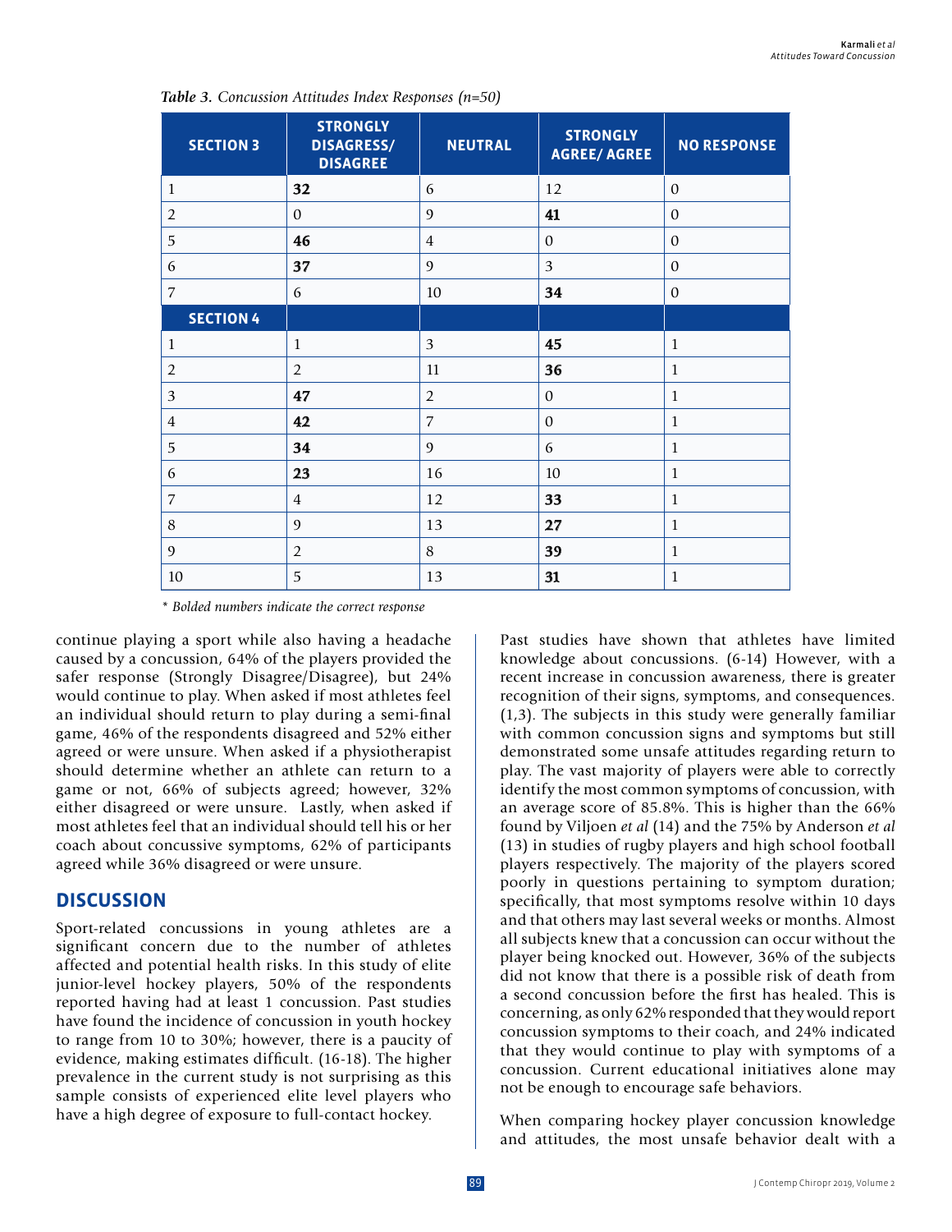*Table 3. Concussion Attitudes Index Responses (n=50)*

| SECTION 3 | STRONGLY DISAGRESS/ DISAGREE | NEUTRAL | STRONGLY AGREE/ AGREE | NO RESPONSE |
|---|---|---|---|---|
| 1 | **32** | 6 | 12 | 0 |
| 2 | 0 | 9 | **41** | 0 |
| 5 | **46** | 4 | 0 | 0 |
| 6 | **37** | 9 | 3 | 0 |
| 7 | 6 | 10 | **34** | 0 |
| **SECTION 4** | | | | |
| 1 | 1 | 3 | **45** | 1 |
| 2 | 2 | 11 | **36** | 1 |
| 3 | **47** | 2 | 0 | 1 |
| 4 | **42** | 7 | 0 | 1 |
| 5 | **34** | 9 | 6 | 1 |
| 6 | **23** | 16 | 10 | 1 |
| 7 | 4 | 12 | **33** | 1 |
| 8 | 9 | 13 | **27** | 1 |
| 9 | 2 | 8 | **39** | 1 |
| 10 | 5 | 13 | **31** | 1 |

*\* Bolded numbers indicate the correct response*

continue playing a sport while also having a headache caused by a concussion, 64% of the players provided the safer response (Strongly Disagree/Disagree), but 24% would continue to play. When asked if most athletes feel an individual should return to play during a semi-final game, 46% of the respondents disagreed and 52% either agreed or were unsure. When asked if a physiotherapist should determine whether an athlete can return to a game or not, 66% of subjects agreed; however, 32% either disagreed or were unsure. Lastly, when asked if most athletes feel that an individual should tell his or her coach about concussive symptoms, 62% of participants agreed while 36% disagreed or were unsure.

## DISCUSSION

Sport-related concussions in young athletes are a significant concern due to the number of athletes affected and potential health risks. In this study of elite junior-level hockey players, 50% of the respondents reported having had at least 1 concussion. Past studies have found the incidence of concussion in youth hockey to range from 10 to 30%; however, there is a paucity of evidence, making estimates difficult. (16-18). The higher prevalence in the current study is not surprising as this sample consists of experienced elite level players who have a high degree of exposure to full-contact hockey.

Past studies have shown that athletes have limited knowledge about concussions. (6-14) However, with a recent increase in concussion awareness, there is greater recognition of their signs, symptoms, and consequences. (1,3). The subjects in this study were generally familiar with common concussion signs and symptoms but still demonstrated some unsafe attitudes regarding return to play. The vast majority of players were able to correctly identify the most common symptoms of concussion, with an average score of 85.8%. This is higher than the 66% found by Viljoen *et al* (14) and the 75% by Anderson *et al* (13) in studies of rugby players and high school football players respectively. The majority of the players scored poorly in questions pertaining to symptom duration; specifically, that most symptoms resolve within 10 days and that others may last several weeks or months. Almost all subjects knew that a concussion can occur without the player being knocked out. However, 36% of the subjects did not know that there is a possible risk of death from a second concussion before the first has healed. This is concerning, as only 62% responded that they would report concussion symptoms to their coach, and 24% indicated that they would continue to play with symptoms of a concussion. Current educational initiatives alone may not be enough to encourage safe behaviors.

When comparing hockey player concussion knowledge and attitudes, the most unsafe behavior dealt with a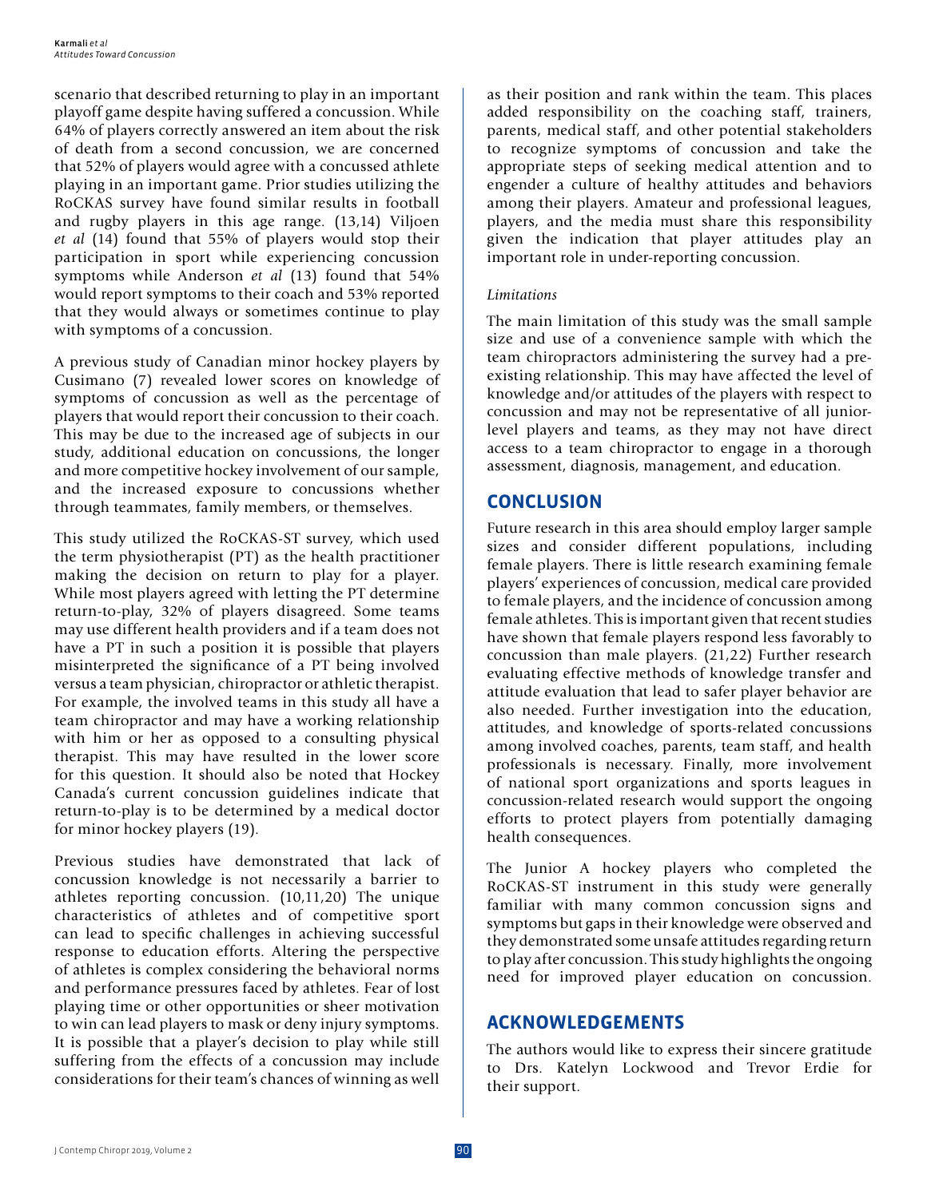scenario that described returning to play in an important playoff game despite having suffered a concussion. While 64% of players correctly answered an item about the risk of death from a second concussion, we are concerned that 52% of players would agree with a concussed athlete playing in an important game. Prior studies utilizing the RoCKAS survey have found similar results in football and rugby players in this age range. (13,14) Viljoen *et al* (14) found that 55% of players would stop their participation in sport while experiencing concussion symptoms while Anderson *et al* (13) found that 54% would report symptoms to their coach and 53% reported that they would always or sometimes continue to play with symptoms of a concussion.

A previous study of Canadian minor hockey players by Cusimano (7) revealed lower scores on knowledge of symptoms of concussion as well as the percentage of players that would report their concussion to their coach. This may be due to the increased age of subjects in our study, additional education on concussions, the longer and more competitive hockey involvement of our sample, and the increased exposure to concussions whether through teammates, family members, or themselves.

This study utilized the RoCKAS-ST survey, which used the term physiotherapist (PT) as the health practitioner making the decision on return to play for a player. While most players agreed with letting the PT determine return-to-play, 32% of players disagreed. Some teams may use different health providers and if a team does not have a PT in such a position it is possible that players misinterpreted the significance of a PT being involved versus a team physician, chiropractor or athletic therapist. For example, the involved teams in this study all have a team chiropractor and may have a working relationship with him or her as opposed to a consulting physical therapist. This may have resulted in the lower score for this question. It should also be noted that Hockey Canada's current concussion guidelines indicate that return-to-play is to be determined by a medical doctor for minor hockey players (19).

Previous studies have demonstrated that lack of concussion knowledge is not necessarily a barrier to athletes reporting concussion. (10,11,20) The unique characteristics of athletes and of competitive sport can lead to specific challenges in achieving successful response to education efforts. Altering the perspective of athletes is complex considering the behavioral norms and performance pressures faced by athletes. Fear of lost playing time or other opportunities or sheer motivation to win can lead players to mask or deny injury symptoms. It is possible that a player's decision to play while still suffering from the effects of a concussion may include considerations for their team's chances of winning as well as their position and rank within the team. This places added responsibility on the coaching staff, trainers, parents, medical staff, and other potential stakeholders to recognize symptoms of concussion and take the appropriate steps of seeking medical attention and to engender a culture of healthy attitudes and behaviors among their players. Amateur and professional leagues, players, and the media must share this responsibility given the indication that player attitudes play an important role in under-reporting concussion.

### *Limitations*

The main limitation of this study was the small sample size and use of a convenience sample with which the team chiropractors administering the survey had a pre-existing relationship. This may have affected the level of knowledge and/or attitudes of the players with respect to concussion and may not be representative of all junior-level players and teams, as they may not have direct access to a team chiropractor to engage in a thorough assessment, diagnosis, management, and education.

## CONCLUSION

Future research in this area should employ larger sample sizes and consider different populations, including female players. There is little research examining female players' experiences of concussion, medical care provided to female players, and the incidence of concussion among female athletes. This is important given that recent studies have shown that female players respond less favorably to concussion than male players. (21,22) Further research evaluating effective methods of knowledge transfer and attitude evaluation that lead to safer player behavior are also needed. Further investigation into the education, attitudes, and knowledge of sports-related concussions among involved coaches, parents, team staff, and health professionals is necessary. Finally, more involvement of national sport organizations and sports leagues in concussion-related research would support the ongoing efforts to protect players from potentially damaging health consequences.

The Junior A hockey players who completed the RoCKAS-ST instrument in this study were generally familiar with many common concussion signs and symptoms but gaps in their knowledge were observed and they demonstrated some unsafe attitudes regarding return to play after concussion. This study highlights the ongoing need for improved player education on concussion.

## ACKNOWLEDGEMENTS

The authors would like to express their sincere gratitude to Drs. Katelyn Lockwood and Trevor Erdie for their support.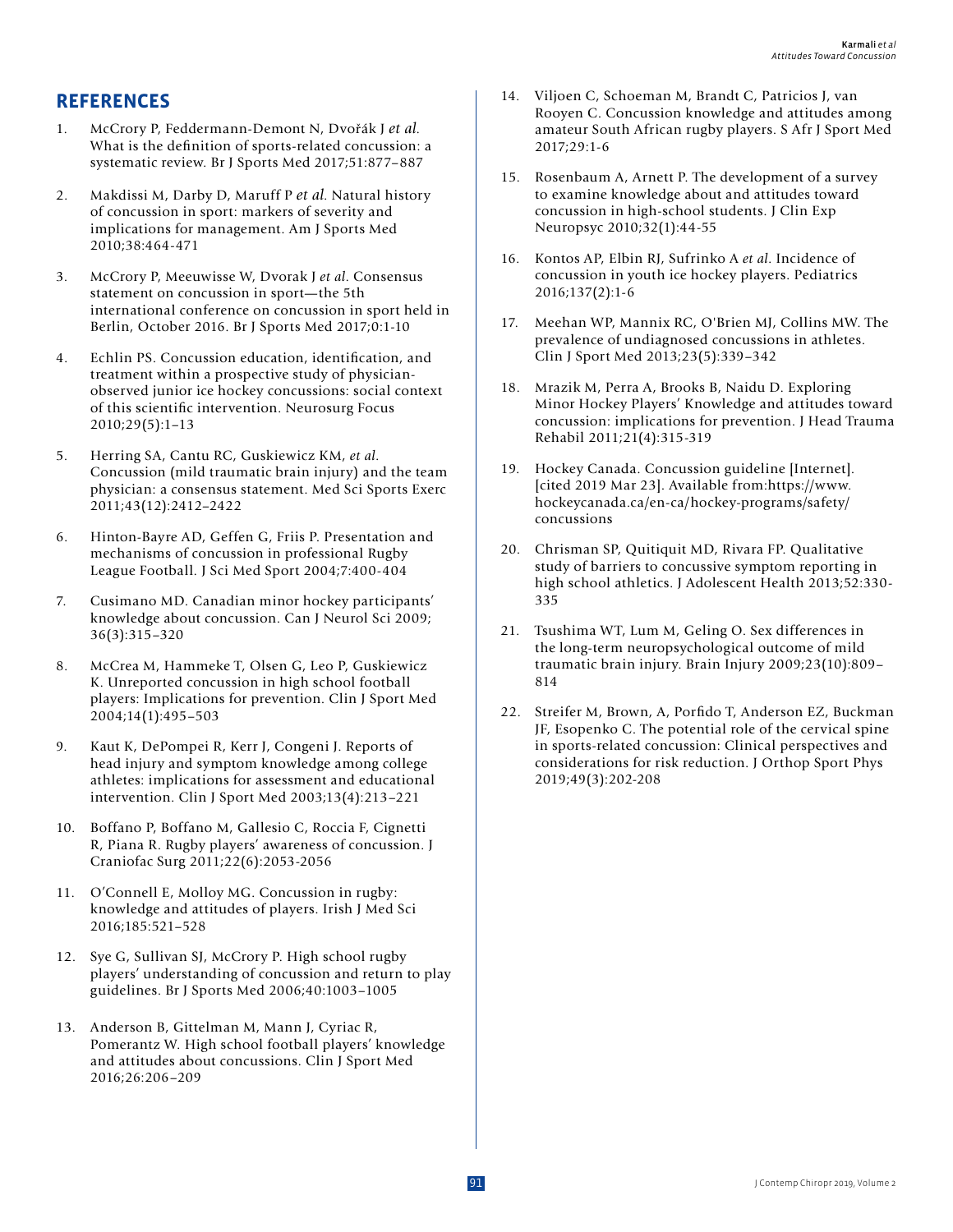## REFERENCES

1. McCrory P, Feddermann-Demont N, Dvořák J *et al*. What is the definition of sports-related concussion: a systematic review. Br J Sports Med 2017;51:877–887

2. Makdissi M, Darby D, Maruff P *et al*. Natural history of concussion in sport: markers of severity and implications for management. Am J Sports Med 2010;38:464-471

3. McCrory P, Meeuwisse W, Dvorak J *et al*. Consensus statement on concussion in sport—the 5th international conference on concussion in sport held in Berlin, October 2016. Br J Sports Med 2017;0:1-10

4. Echlin PS. Concussion education, identification, and treatment within a prospective study of physician-observed junior ice hockey concussions: social context of this scientific intervention. Neurosurg Focus 2010;29(5):1–13

5. Herring SA, Cantu RC, Guskiewicz KM, *et al*. Concussion (mild traumatic brain injury) and the team physician: a consensus statement. Med Sci Sports Exerc 2011;43(12):2412–2422

6. Hinton-Bayre AD, Geffen G, Friis P. Presentation and mechanisms of concussion in professional Rugby League Football. J Sci Med Sport 2004;7:400-404

7. Cusimano MD. Canadian minor hockey participants' knowledge about concussion. Can J Neurol Sci 2009; 36(3):315–320

8. McCrea M, Hammeke T, Olsen G, Leo P, Guskiewicz K. Unreported concussion in high school football players: Implications for prevention. Clin J Sport Med 2004;14(1):495–503

9. Kaut K, DePompei R, Kerr J, Congeni J. Reports of head injury and symptom knowledge among college athletes: implications for assessment and educational intervention. Clin J Sport Med 2003;13(4):213–221

10. Boffano P, Boffano M, Gallesio C, Roccia F, Cignetti R, Piana R. Rugby players' awareness of concussion. J Craniofac Surg 2011;22(6):2053-2056

11. O'Connell E, Molloy MG. Concussion in rugby: knowledge and attitudes of players. Irish J Med Sci 2016;185:521–528

12. Sye G, Sullivan SJ, McCrory P. High school rugby players' understanding of concussion and return to play guidelines. Br J Sports Med 2006;40:1003–1005

13. Anderson B, Gittelman M, Mann J, Cyriac R, Pomerantz W. High school football players' knowledge and attitudes about concussions. Clin J Sport Med 2016;26:206–209

14. Viljoen C, Schoeman M, Brandt C, Patricios J, van Rooyen C. Concussion knowledge and attitudes among amateur South African rugby players. S Afr J Sport Med 2017;29:1-6

15. Rosenbaum A, Arnett P. The development of a survey to examine knowledge about and attitudes toward concussion in high-school students. J Clin Exp Neuropsyc 2010;32(1):44-55

16. Kontos AP, Elbin RJ, Sufrinko A *et al*. Incidence of concussion in youth ice hockey players. Pediatrics 2016;137(2):1-6

17. Meehan WP, Mannix RC, O'Brien MJ, Collins MW. The prevalence of undiagnosed concussions in athletes. Clin J Sport Med 2013;23(5):339–342

18. Mrazik M, Perra A, Brooks B, Naidu D. Exploring Minor Hockey Players' Knowledge and attitudes toward concussion: implications for prevention. J Head Trauma Rehabil 2011;21(4):315-319

19. Hockey Canada. Concussion guideline [Internet]. [cited 2019 Mar 23]. Available from:https://www.hockeycanada.ca/en-ca/hockey-programs/safety/concussions

20. Chrisman SP, Quitiquit MD, Rivara FP. Qualitative study of barriers to concussive symptom reporting in high school athletics. J Adolescent Health 2013;52:330-335

21. Tsushima WT, Lum M, Geling O. Sex differences in the long-term neuropsychological outcome of mild traumatic brain injury. Brain Injury 2009;23(10):809–814

22. Streifer M, Brown, A, Porfido T, Anderson EZ, Buckman JF, Esopenko C. The potential role of the cervical spine in sports-related concussion: Clinical perspectives and considerations for risk reduction. J Orthop Sport Phys 2019;49(3):202-208